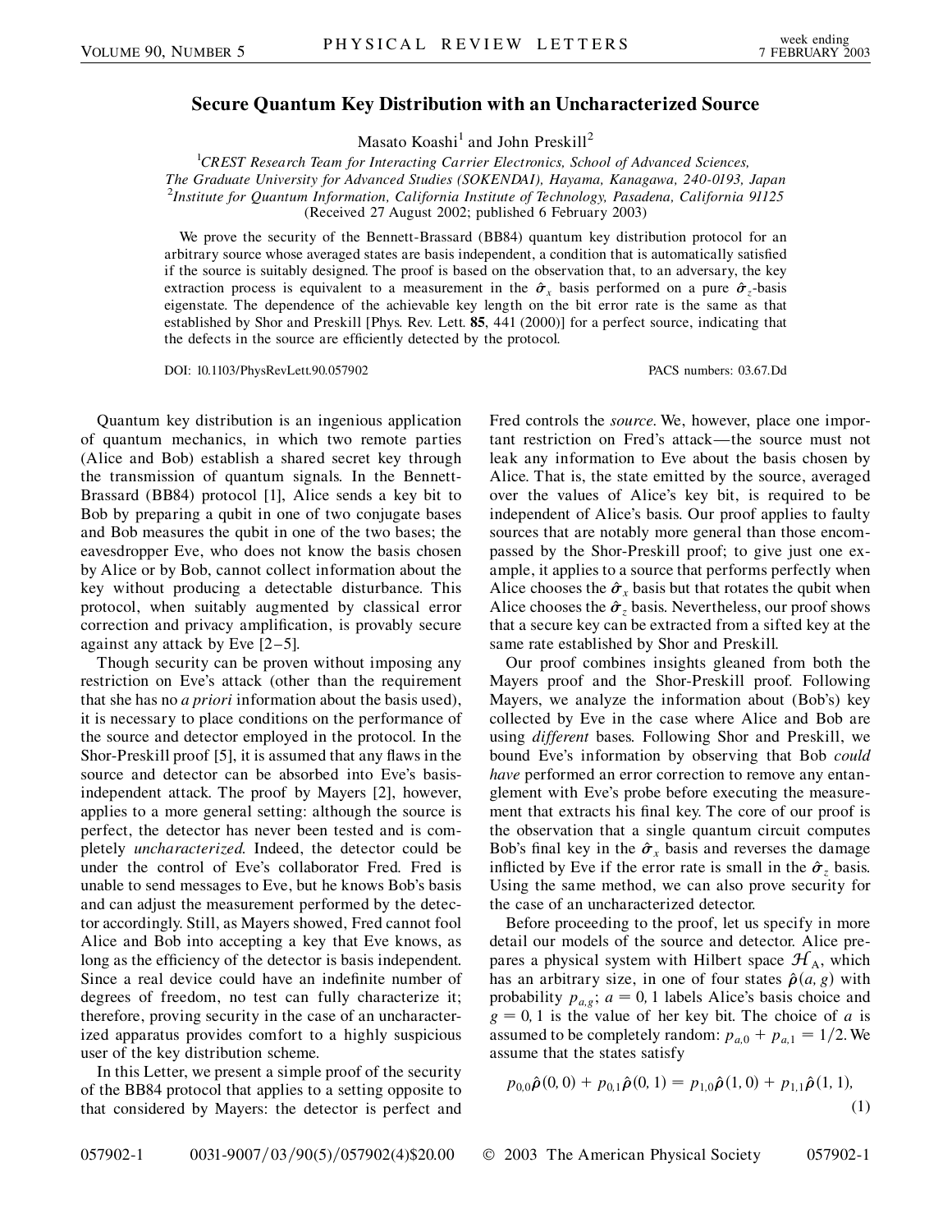# Secure Quantum Key Distribution with an Uncharacterized Source

Masato Koashi[1] and John Preskill[2]

[1]*CREST Research Team for Interacting Carrier Electronics, School of Advanced Sciences, The Graduate University for Advanced Studies (SOKENDAI), Hayama, Kanagawa, 240-0193, Japan*
[2]*Institute for Quantum Information, California Institute of Technology, Pasadena, California 91125*
(Received 27 August 2002; published 6 February 2003)

We prove the security of the Bennett-Brassard (BB84) quantum key distribution protocol for an arbitrary source whose averaged states are basis independent, a condition that is automatically satisfied if the source is suitably designed. The proof is based on the observation that, to an adversary, the key extraction process is equivalent to a measurement in the $\hat{\sigma}_x$ basis performed on a pure $\hat{\sigma}_z$-basis eigenstate. The dependence of the achievable key length on the bit error rate is the same as that established by Shor and Preskill [Phys. Rev. Lett. **85**, 441 (2000)] for a perfect source, indicating that the defects in the source are efficiently detected by the protocol.

DOI: 10.1103/PhysRevLett.90.057902 PACS numbers: 03.67.Dd

Quantum key distribution is an ingenious application of quantum mechanics, in which two remote parties (Alice and Bob) establish a shared secret key through the transmission of quantum signals. In the Bennett-Brassard (BB84) protocol [1], Alice sends a key bit to Bob by preparing a qubit in one of two conjugate bases and Bob measures the qubit in one of the two bases; the eavesdropper Eve, who does not know the basis chosen by Alice or by Bob, cannot collect information about the key without producing a detectable disturbance. This protocol, when suitably augmented by classical error correction and privacy amplification, is provably secure against any attack by Eve [2–5].

Though security can be proven without imposing any restriction on Eve's attack (other than the requirement that she has no *a priori* information about the basis used), it is necessary to place conditions on the performance of the source and detector employed in the protocol. In the Shor-Preskill proof [5], it is assumed that any flaws in the source and detector can be absorbed into Eve's basis-independent attack. The proof by Mayers [2], however, applies to a more general setting: although the source is perfect, the detector has never been tested and is completely *uncharacterized*. Indeed, the detector could be under the control of Eve's collaborator Fred. Fred is unable to send messages to Eve, but he knows Bob's basis and can adjust the measurement performed by the detector accordingly. Still, as Mayers showed, Fred cannot fool Alice and Bob into accepting a key that Eve knows, as long as the efficiency of the detector is basis independent. Since a real device could have an indefinite number of degrees of freedom, no test can fully characterize it; therefore, proving security in the case of an uncharacterized apparatus provides comfort to a highly suspicious user of the key distribution scheme.

In this Letter, we present a simple proof of the security of the BB84 protocol that applies to a setting opposite to that considered by Mayers: the detector is perfect and Fred controls the *source*. We, however, place one important restriction on Fred's attack—the source must not leak any information to Eve about the basis chosen by Alice. That is, the state emitted by the source, averaged over the values of Alice's key bit, is required to be independent of Alice's basis. Our proof applies to faulty sources that are notably more general than those encompassed by the Shor-Preskill proof; to give just one example, it applies to a source that performs perfectly when Alice chooses the $\hat{\sigma}_x$ basis but that rotates the qubit when Alice chooses the $\hat{\sigma}_z$ basis. Nevertheless, our proof shows that a secure key can be extracted from a sifted key at the same rate established by Shor and Preskill.

Our proof combines insights gleaned from both the Mayers proof and the Shor-Preskill proof. Following Mayers, we analyze the information about (Bob's) key collected by Eve in the case where Alice and Bob are using *different* bases. Following Shor and Preskill, we bound Eve's information by observing that Bob *could have* performed an error correction to remove any entanglement with Eve's probe before executing the measurement that extracts his final key. The core of our proof is the observation that a single quantum circuit computes Bob's final key in the $\hat{\sigma}_x$ basis and reverses the damage inflicted by Eve if the error rate is small in the $\hat{\sigma}_z$ basis. Using the same method, we can also prove security for the case of an uncharacterized detector.

Before proceeding to the proof, let us specify in more detail our models of the source and detector. Alice prepares a physical system with Hilbert space $\mathcal{H}_A$, which has an arbitrary size, in one of four states $\hat{\rho}(a, g)$ with probability $p_{a,g}$; $a = 0, 1$ labels Alice's basis choice and $g = 0, 1$ is the value of her key bit. The choice of $a$ is assumed to be completely random: $p_{a,0} + p_{a,1} = 1/2$. We assume that the states satisfy

$$p_{0,0}\hat{\rho}(0, 0) + p_{0,1}\hat{\rho}(0, 1) = p_{1,0}\hat{\rho}(1, 0) + p_{1,1}\hat{\rho}(1, 1), \tag{1}$$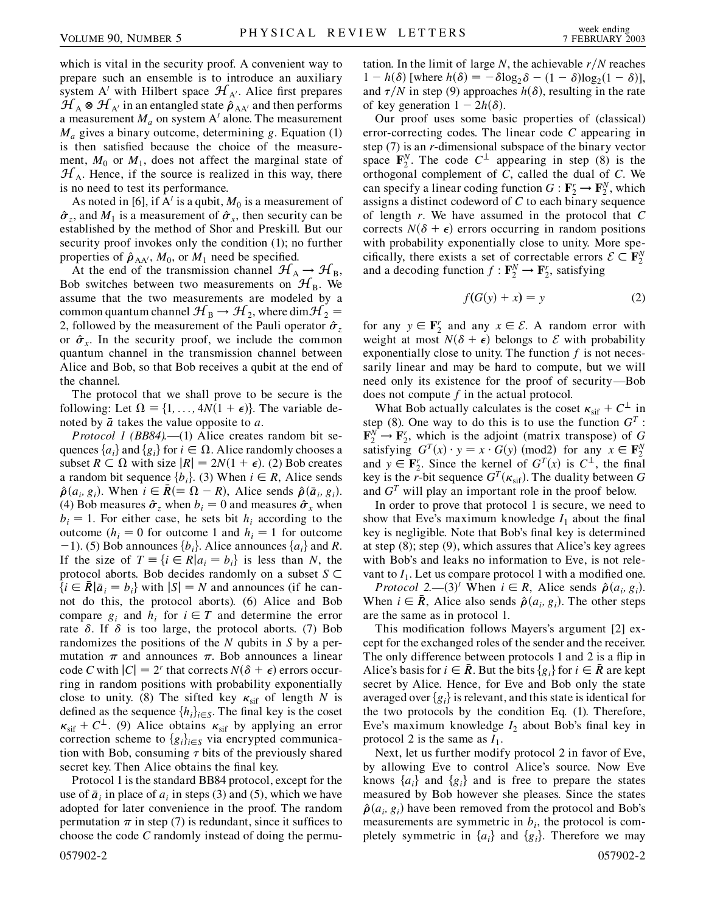which is vital in the security proof. A convenient way to prepare such an ensemble is to introduce an auxiliary system A′ with Hilbert space $\mathcal{H}_{A'}$. Alice first prepares $\mathcal{H}_A \otimes \mathcal{H}_{A'}$ in an entangled state $\hat{\rho}_{AA'}$ and then performs a measurement $M_a$ on system A′ alone. The measurement $M_a$ gives a binary outcome, determining $g$. Equation (1) is then satisfied because the choice of the measurement, $M_0$ or $M_1$, does not affect the marginal state of $\mathcal{H}_A$. Hence, if the source is realized in this way, there is no need to test its performance.

As noted in [6], if A′ is a qubit, $M_0$ is a measurement of $\hat{\sigma}_z$, and $M_1$ is a measurement of $\hat{\sigma}_x$, then security can be established by the method of Shor and Preskill. But our security proof invokes only the condition (1); no further properties of $\hat{\rho}_{AA'}$, $M_0$, or $M_1$ need be specified.

At the end of the transmission channel $\mathcal{H}_A \to \mathcal{H}_B$, Bob switches between two measurements on $\mathcal{H}_B$. We assume that the two measurements are modeled by a common quantum channel $\mathcal{H}_B \to \mathcal{H}_2$, where $\dim \mathcal{H}_2 = 2$, followed by the measurement of the Pauli operator $\hat{\sigma}_z$ or $\hat{\sigma}_x$. In the security proof, we include the common quantum channel in the transmission channel between Alice and Bob, so that Bob receives a qubit at the end of the channel.

The protocol that we shall prove to be secure is the following: Let $\Omega \equiv \{1, \ldots, 4N(1+\epsilon)\}$. The variable denoted by $\bar{a}$ takes the value opposite to $a$.

*Protocol 1 (BB84).*—(1) Alice creates random bit sequences $\{a_i\}$ and $\{g_i\}$ for $i \in \Omega$. Alice randomly chooses a subset $R \subset \Omega$ with size $|R| = 2N(1+\epsilon)$. (2) Bob creates a random bit sequence $\{b_i\}$. (3) When $i \in R$, Alice sends $\hat{\rho}(a_i, g_i)$. When $i \in \bar{R}(\equiv \Omega - R)$, Alice sends $\hat{\rho}(\bar{a}_i, g_i)$. (4) Bob measures $\hat{\sigma}_z$ when $b_i = 0$ and measures $\hat{\sigma}_x$ when $b_i = 1$. For either case, he sets bit $h_i$ according to the outcome ($h_i = 0$ for outcome 1 and $h_i = 1$ for outcome $-1$). (5) Bob announces $\{b_i\}$. Alice announces $\{a_i\}$ and $R$. If the size of $T \equiv \{i \in R | a_i = b_i\}$ is less than $N$, the protocol aborts. Bob decides randomly on a subset $S \subset \{i \in \bar{R} | \bar{a}_i = b_i\}$ with $|S| = N$ and announces (if he cannot do this, the protocol aborts). (6) Alice and Bob compare $g_i$ and $h_i$ for $i \in T$ and determine the error rate $\delta$. If $\delta$ is too large, the protocol aborts. (7) Bob randomizes the positions of the $N$ qubits in $S$ by a permutation $\pi$ and announces $\pi$. Bob announces a linear code $C$ with $|C| = 2^r$ that corrects $N(\delta + \epsilon)$ errors occurring in random positions with probability exponentially close to unity. (8) The sifted key $\kappa_{\rm sif}$ of length $N$ is defined as the sequence $\{h_i\}_{i \in S}$. The final key is the coset $\kappa_{\rm sif} + C^\perp$. (9) Alice obtains $\kappa_{\rm sif}$ by applying an error correction scheme to $\{g_i\}_{i \in S}$ via encrypted communication with Bob, consuming $\tau$ bits of the previously shared secret key. Then Alice obtains the final key.

Protocol 1 is the standard BB84 protocol, except for the use of $\bar{a}_i$ in place of $a_i$ in steps (3) and (5), which we have adopted for later convenience in the proof. The random permutation $\pi$ in step (7) is redundant, since it suffices to choose the code $C$ randomly instead of doing the permutation. In the limit of large $N$, the achievable $r/N$ reaches $1 - h(\delta)$ [where $h(\delta) = -\delta \log_2 \delta - (1-\delta)\log_2(1-\delta)$], and $\tau/N$ in step (9) approaches $h(\delta)$, resulting in the rate of key generation $1 - 2h(\delta)$.

Our proof uses some basic properties of (classical) error-correcting codes. The linear code $C$ appearing in step (7) is an $r$-dimensional subspace of the binary vector space $\mathbf{F}_2^N$. The code $C^\perp$ appearing in step (8) is the orthogonal complement of $C$, called the dual of $C$. We can specify a linear coding function $G: \mathbf{F}_2^r \to \mathbf{F}_2^N$, which assigns a distinct codeword of $C$ to each binary sequence of length $r$. We have assumed in the protocol that $C$ corrects $N(\delta + \epsilon)$ errors occurring in random positions with probability exponentially close to unity. More specifically, there exists a set of correctable errors $\mathcal{E} \subset \mathbf{F}_2^N$ and a decoding function $f: \mathbf{F}_2^N \to \mathbf{F}_2^r$, satisfying

$$f(G(y) + x) = y \tag{2}$$

for any $y \in \mathbf{F}_2^r$ and any $x \in \mathcal{E}$. A random error with weight at most $N(\delta + \epsilon)$ belongs to $\mathcal{E}$ with probability exponentially close to unity. The function $f$ is not necessarily linear and may be hard to compute, but we will need only its existence for the proof of security—Bob does not compute $f$ in the actual protocol.

What Bob actually calculates is the coset $\kappa_{\rm sif} + C^\perp$ in step (8). One way to do this is to use the function $G^T: \mathbf{F}_2^N \to \mathbf{F}_2^r$, which is the adjoint (matrix transpose) of $G$ satisfying $G^T(x) \cdot y = x \cdot G(y) \pmod 2$ for any $x \in \mathbf{F}_2^N$ and $y \in \mathbf{F}_2^r$. Since the kernel of $G^T(x)$ is $C^\perp$, the final key is the $r$-bit sequence $G^T(\kappa_{\rm sif})$. The duality between $G$ and $G^T$ will play an important role in the proof below.

In order to prove that protocol 1 is secure, we need to show that Eve's maximum knowledge $I_1$ about the final key is negligible. Note that Bob's final key is determined at step (8); step (9), which assures that Alice's key agrees with Bob's and leaks no information to Eve, is not relevant to $I_1$. Let us compare protocol 1 with a modified one.

*Protocol 2.*—(3)′ When $i \in R$, Alice sends $\hat{\rho}(a_i, g_i)$. When $i \in \bar{R}$, Alice also sends $\hat{\rho}(a_i, g_i)$. The other steps are the same as in protocol 1.

This modification follows Mayers's argument [2] except for the exchanged roles of the sender and the receiver. The only difference between protocols 1 and 2 is a flip in Alice's basis for $i \in \bar{R}$. But the bits $\{g_i\}$ for $i \in \bar{R}$ are kept secret by Alice. Hence, for Eve and Bob only the state averaged over $\{g_i\}$ is relevant, and this state is identical for the two protocols by the condition Eq. (1). Therefore, Eve's maximum knowledge $I_2$ about Bob's final key in protocol 2 is the same as $I_1$.

Next, let us further modify protocol 2 in favor of Eve, by allowing Eve to control Alice's source. Now Eve knows $\{a_i\}$ and $\{g_i\}$ and is free to prepare the states measured by Bob however she pleases. Since the states $\hat{\rho}(a_i, g_i)$ have been removed from the protocol and Bob's measurements are symmetric in $b_i$, the protocol is completely symmetric in $\{a_i\}$ and $\{g_i\}$. Therefore we may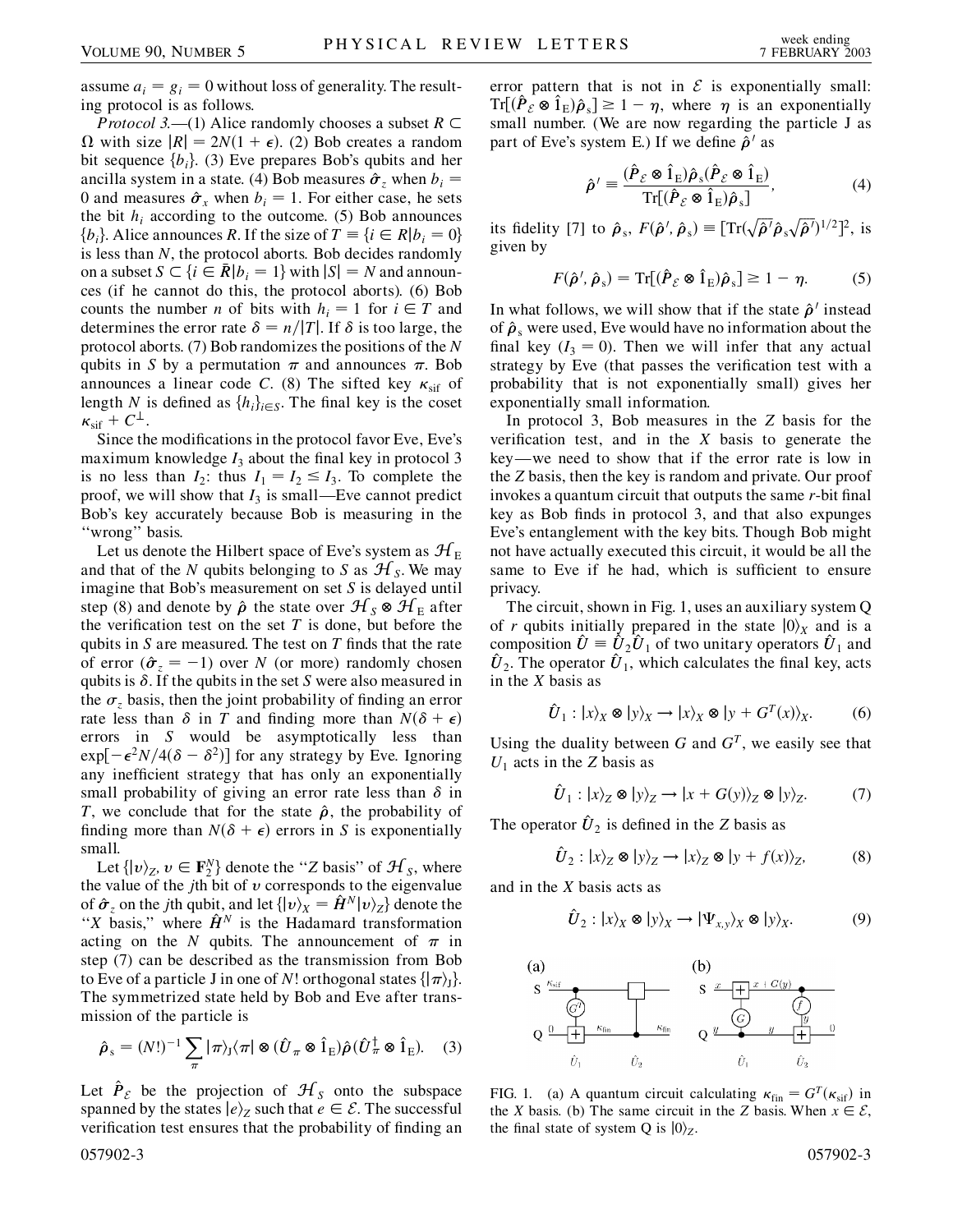assume $a_i = g_i = 0$ without loss of generality. The resulting protocol is as follows.

*Protocol 3.*—(1) Alice randomly chooses a subset $R \subset \Omega$ with size $|R| = 2N(1+\epsilon)$. (2) Bob creates a random bit sequence $\{b_i\}$. (3) Eve prepares Bob's qubits and her ancilla system in a state. (4) Bob measures $\hat{\sigma}_z$ when $b_i = 0$ and measures $\hat{\sigma}_x$ when $b_i = 1$. For either case, he sets the bit $h_i$ according to the outcome. (5) Bob announces $\{b_i\}$. Alice announces $R$. If the size of $T \equiv \{i \in R | b_i = 0\}$ is less than $N$, the protocol aborts. Bob decides randomly on a subset $S \subset \{i \in \bar{R} | b_i = 1\}$ with $|S| = N$ and announces (if he cannot do this, the protocol aborts). (6) Bob counts the number $n$ of bits with $h_i = 1$ for $i \in T$ and determines the error rate $\delta = n/|T|$. If $\delta$ is too large, the protocol aborts. (7) Bob randomizes the positions of the $N$ qubits in $S$ by a permutation $\pi$ and announces $\pi$. Bob announces a linear code $C$. (8) The sifted key $\kappa_{\rm sif}$ of length $N$ is defined as $\{h_i\}_{i \in S}$. The final key is the coset $\kappa_{\rm sif} + C^\perp$.

Since the modifications in the protocol favor Eve, Eve's maximum knowledge $I_3$ about the final key in protocol 3 is no less than $I_2$: thus $I_1 = I_2 \le I_3$. To complete the proof, we will show that $I_3$ is small—Eve cannot predict Bob's key accurately because Bob is measuring in the "wrong" basis.

Let us denote the Hilbert space of Eve's system as $\mathcal{H}_{\rm E}$ and that of the $N$ qubits belonging to $S$ as $\mathcal{H}_S$. We may imagine that Bob's measurement on set $S$ is delayed until step (8) and denote by $\hat{\rho}$ the state over $\mathcal{H}_S \otimes \mathcal{H}_{\rm E}$ after the verification test on the set $T$ is done, but before the qubits in $S$ are measured. The test on $T$ finds that the rate of error ($\hat{\sigma}_z = -1$) over $N$ (or more) randomly chosen qubits is $\delta$. If the qubits in the set $S$ were also measured in the $\sigma_z$ basis, then the joint probability of finding an error rate less than $\delta$ in $T$ and finding more than $N(\delta + \epsilon)$ errors in $S$ would be asymptotically less than $\exp[-\epsilon^2 N/4(\delta - \delta^2)]$ for any strategy by Eve. Ignoring any inefficient strategy that has only an exponentially small probability of giving an error rate less than $\delta$ in $T$, we conclude that for the state $\hat{\rho}$, the probability of finding more than $N(\delta + \epsilon)$ errors in $S$ is exponentially small.

Let $\{|v\rangle_Z, v \in \mathbf{F}_2^N\}$ denote the "$Z$ basis" of $\mathcal{H}_S$, where the value of the $j$th bit of $v$ corresponds to the eigenvalue of $\hat{\sigma}_z$ on the $j$th qubit, and let $\{|v\rangle_X = \hat{H}^N |v\rangle_Z\}$ denote the "$X$ basis," where $\hat{H}^N$ is the Hadamard transformation acting on the $N$ qubits. The announcement of $\pi$ in step (7) can be described as the transmission from Bob to Eve of a particle J in one of $N!$ orthogonal states $\{|\pi\rangle_{\rm J}\}$. The symmetrized state held by Bob and Eve after transmission of the particle is

$$\hat{\rho}_{\rm s} = (N!)^{-1} \sum_\pi |\pi\rangle_{\rm J}\langle\pi| \otimes (\hat{U}_\pi \otimes \hat{1}_{\rm E})\hat{\rho}(\hat{U}_\pi^\dagger \otimes \hat{1}_{\rm E}). \quad (3)$$

Let $\hat{P}_\mathcal{E}$ be the projection of $\mathcal{H}_S$ onto the subspace spanned by the states $|e\rangle_Z$ such that $e \in \mathcal{E}$. The successful verification test ensures that the probability of finding an error pattern that is not in $\mathcal{E}$ is exponentially small: ${\rm Tr}[(\hat{P}_\mathcal{E} \otimes \hat{1}_{\rm E})\hat{\rho}_{\rm s}] \ge 1 - \eta$, where $\eta$ is an exponentially small number. (We are now regarding the particle J as part of Eve's system E.) If we define $\hat{\rho}'$ as

$$\hat{\rho}' \equiv \frac{(\hat{P}_\mathcal{E} \otimes \hat{1}_{\rm E})\hat{\rho}_{\rm s}(\hat{P}_\mathcal{E} \otimes \hat{1}_{\rm E})}{{\rm Tr}[(\hat{P}_\mathcal{E} \otimes \hat{1}_{\rm E})\hat{\rho}_{\rm s}]}, \quad (4)$$

its fidelity [7] to $\hat{\rho}_{\rm s}$, $F(\hat{\rho}', \hat{\rho}_{\rm s}) \equiv [{\rm Tr}(\sqrt{\hat{\rho}'}\hat{\rho}_{\rm s}\sqrt{\hat{\rho}'})^{1/2}]^2$, is given by

$$F(\hat{\rho}', \hat{\rho}_{\rm s}) = {\rm Tr}[(\hat{P}_\mathcal{E} \otimes \hat{1}_{\rm E})\hat{\rho}_{\rm s}] \ge 1 - \eta. \quad (5)$$

In what follows, we will show that if the state $\hat{\rho}'$ instead of $\hat{\rho}_{\rm s}$ were used, Eve would have no information about the final key ($I_3 = 0$). Then we will infer that any actual strategy by Eve (that passes the verification test with a probability that is not exponentially small) gives her exponentially small information.

In protocol 3, Bob measures in the $Z$ basis for the verification test, and in the $X$ basis to generate the key—we need to show that if the error rate is low in the $Z$ basis, then the key is random and private. Our proof invokes a quantum circuit that outputs the same $r$-bit final key as Bob finds in protocol 3, and that also expunges Eve's entanglement with the key bits. Though Bob might not have actually executed this circuit, it would be all the same to Eve if he had, which is sufficient to ensure privacy.

The circuit, shown in Fig. 1, uses an auxiliary system Q of $r$ qubits initially prepared in the state $|0\rangle_X$ and is a composition $\hat{U} \equiv \hat{U}_2\hat{U}_1$ of two unitary operators $\hat{U}_1$ and $\hat{U}_2$. The operator $\hat{U}_1$, which calculates the final key, acts in the $X$ basis as

$$\hat{U}_1 : |x\rangle_X \otimes |y\rangle_X \to |x\rangle_X \otimes |y + G^T(x)\rangle_X. \quad (6)$$

Using the duality between $G$ and $G^T$, we easily see that $U_1$ acts in the $Z$ basis as

$$\hat{U}_1 : |x\rangle_Z \otimes |y\rangle_Z \to |x + G(y)\rangle_Z \otimes |y\rangle_Z. \quad (7)$$

The operator $\hat{U}_2$ is defined in the $Z$ basis as

$$\hat{U}_2 : |x\rangle_Z \otimes |y\rangle_Z \to |x\rangle_Z \otimes |y + f(x)\rangle_Z, \quad (8)$$

and in the $X$ basis acts as

$$\hat{U}_2 : |x\rangle_X \otimes |y\rangle_X \to |\Psi_{x,y}\rangle_X \otimes |y\rangle_X. \quad (9)$$

FIG. 1. (a) A quantum circuit calculating $\kappa_{\rm fin} = G^T(\kappa_{\rm sif})$ in the $X$ basis. (b) The same circuit in the $Z$ basis. When $x \in \mathcal{E}$, the final state of system Q is $|0\rangle_Z$.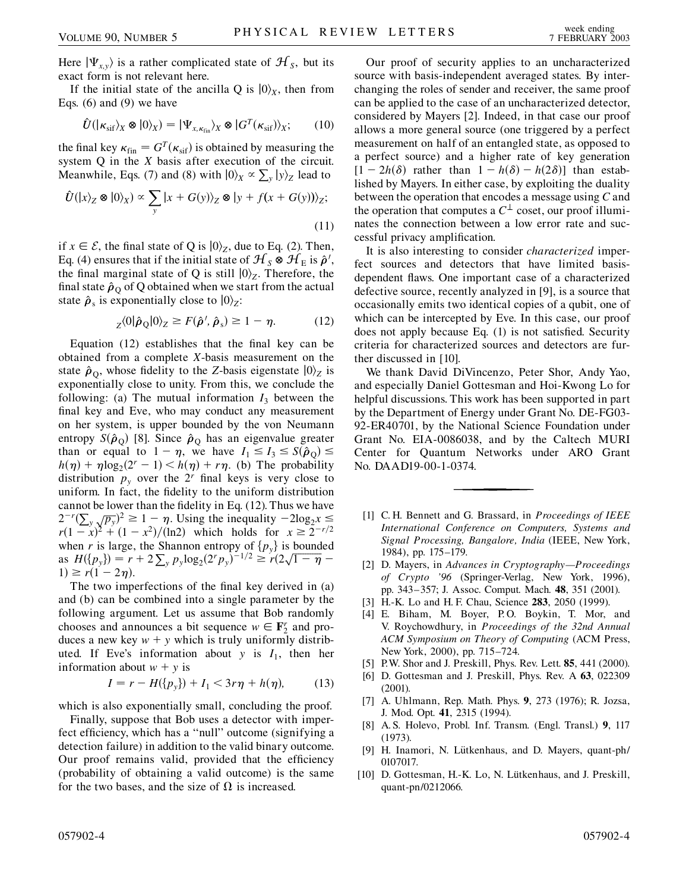Here $|\Psi_{x,y}\rangle$ is a rather complicated state of $\mathcal{H}_S$, but its exact form is not relevant here.

If the initial state of the ancilla Q is $|0\rangle_X$, then from Eqs. (6) and (9) we have

$$\hat{U}(|\kappa_{\rm sif}\rangle_X \otimes |0\rangle_X) = |\Psi_{x,\kappa_{\rm fin}}\rangle_X \otimes |G^T(\kappa_{\rm sif})\rangle_X; \qquad (10)$$

the final key $\kappa_{\rm fin} = G^T(\kappa_{\rm sif})$ is obtained by measuring the system Q in the $X$ basis after execution of the circuit. Meanwhile, Eqs. (7) and (8) with $|0\rangle_X \propto \sum_y |y\rangle_Z$ lead to

$$\hat{U}(|x\rangle_Z \otimes |0\rangle_X) \propto \sum_y |x + G(y)\rangle_Z \otimes |y + f(x + G(y))\rangle_Z; \qquad (11)$$

if $x \in \mathcal{E}$, the final state of Q is $|0\rangle_Z$, due to Eq. (2). Then, Eq. (4) ensures that if the initial state of $\mathcal{H}_S \otimes \mathcal{H}_E$ is $\hat{\rho}'$, the final marginal state of Q is still $|0\rangle_Z$. Therefore, the final state $\hat{\rho}_Q$ of Q obtained when we start from the actual state $\hat{\rho}_s$ is exponentially close to $|0\rangle_Z$:

$$_Z\langle 0|\hat{\rho}_Q|0\rangle_Z \geq F(\hat{\rho}', \hat{\rho}_s) \geq 1 - \eta. \qquad (12)$$

Equation (12) establishes that the final key can be obtained from a complete $X$-basis measurement on the state $\hat{\rho}_Q$, whose fidelity to the $Z$-basis eigenstate $|0\rangle_Z$ is exponentially close to unity. From this, we conclude the following: (a) The mutual information $I_3$ between the final key and Eve, who may conduct any measurement on her system, is upper bounded by the von Neumann entropy $S(\hat{\rho}_Q)$ [8]. Since $\hat{\rho}_Q$ has an eigenvalue greater than or equal to $1 - \eta$, we have $I_1 \leq I_3 \leq S(\hat{\rho}_Q) \leq h(\eta) + \eta \log_2(2^r - 1) < h(\eta) + r\eta$. (b) The probability distribution $p_y$ over the $2^r$ final keys is very close to uniform. In fact, the fidelity to the uniform distribution cannot be lower than the fidelity in Eq. (12). Thus we have $2^{-r}(\sum_y \sqrt{p_y})^2 \geq 1 - \eta$. Using the inequality $-2\log_2 x \leq r(1 - x)^2 + (1 - x^2)/(\ln 2)$ which holds for $x \geq 2^{-r/2}$ when $r$ is large, the Shannon entropy of $\{p_y\}$ is bounded as $H(\{p_y\}) = r + 2\sum_y p_y \log_2(2^r p_y)^{-1/2} \geq r(2\sqrt{1 - \eta} - 1) \geq r(1 - 2\eta)$.

The two imperfections of the final key derived in (a) and (b) can be combined into a single parameter by the following argument. Let us assume that Bob randomly chooses and announces a bit sequence $w \in \mathbf{F}_2^r$ and produces a new key $w + y$ which is truly uniformly distributed. If Eve's information about $y$ is $I_1$, then her information about $w + y$ is

$$I = r - H(\{p_y\}) + I_1 < 3r\eta + h(\eta), \qquad (13)$$

which is also exponentially small, concluding the proof.

Finally, suppose that Bob uses a detector with imperfect efficiency, which has a "null" outcome (signifying a detection failure) in addition to the valid binary outcome. Our proof remains valid, provided that the efficiency (probability of obtaining a valid outcome) is the same for the two bases, and the size of $\Omega$ is increased.

Our proof of security applies to an uncharacterized source with basis-independent averaged states. By interchanging the roles of sender and receiver, the same proof can be applied to the case of an uncharacterized detector, considered by Mayers [2]. Indeed, in that case our proof allows a more general source (one triggered by a perfect measurement on half of an entangled state, as opposed to a perfect source) and a higher rate of key generation $[1 - 2h(\delta)$ rather than $1 - h(\delta) - h(2\delta)]$ than established by Mayers. In either case, by exploiting the duality between the operation that encodes a message using $C$ and the operation that computes a $C^\perp$ coset, our proof illuminates the connection between a low error rate and successful privacy amplification.

It is also interesting to consider *characterized* imperfect sources and detectors that have limited basis-dependent flaws. One important case of a characterized defective source, recently analyzed in [9], is a source that occasionally emits two identical copies of a qubit, one of which can be intercepted by Eve. In this case, our proof does not apply because Eq. (1) is not satisfied. Security criteria for characterized sources and detectors are further discussed in [10].

We thank David DiVincenzo, Peter Shor, Andy Yao, and especially Daniel Gottesman and Hoi-Kwong Lo for helpful discussions. This work has been supported in part by the Department of Energy under Grant No. DE-FG03-92-ER40701, by the National Science Foundation under Grant No. EIA-0086038, and by the Caltech MURI Center for Quantum Networks under ARO Grant No. DAAD19-00-1-0374.

---

[1] C. H. Bennett and G. Brassard, in *Proceedings of IEEE International Conference on Computers, Systems and Signal Processing, Bangalore, India* (IEEE, New York, 1984), pp. 175–179.

[2] D. Mayers, in *Advances in Cryptography—Proceedings of Crypto '96* (Springer-Verlag, New York, 1996), pp. 343–357; J. Assoc. Comput. Mach. **48**, 351 (2001).

[3] H.-K. Lo and H. F. Chau, Science **283**, 2050 (1999).

[4] E. Biham, M. Boyer, P. O. Boykin, T. Mor, and V. Roychowdhury, in *Proceedings of the 32nd Annual ACM Symposium on Theory of Computing* (ACM Press, New York, 2000), pp. 715–724.

[5] P. W. Shor and J. Preskill, Phys. Rev. Lett. **85**, 441 (2000).

[6] D. Gottesman and J. Preskill, Phys. Rev. A **63**, 022309 (2001).

[7] A. Uhlmann, Rep. Math. Phys. **9**, 273 (1976); R. Jozsa, J. Mod. Opt. **41**, 2315 (1994).

[8] A. S. Holevo, Probl. Inf. Transm. (Engl. Transl.) **9**, 117 (1973).

[9] H. Inamori, N. Lütkenhaus, and D. Mayers, quant-ph/0107017.

[10] D. Gottesman, H.-K. Lo, N. Lütkenhaus, and J. Preskill, quant-pn/0212066.